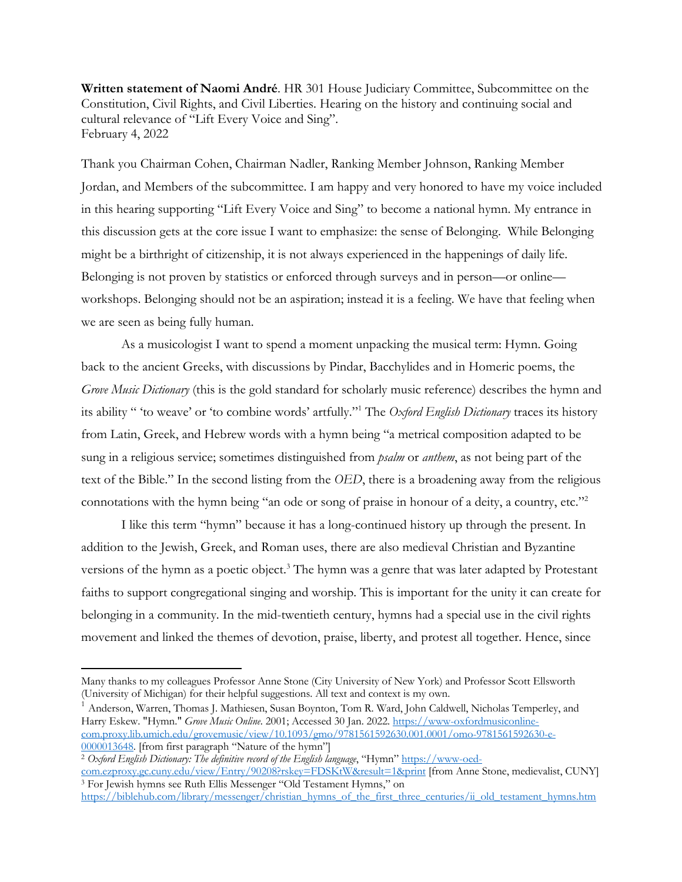**Written statement of Naomi André**. HR 301 House Judiciary Committee, Subcommittee on the Constitution, Civil Rights, and Civil Liberties. Hearing on the history and continuing social and cultural relevance of "Lift Every Voice and Sing".
February 4, 2022

Thank you Chairman Cohen, Chairman Nadler, Ranking Member Johnson, Ranking Member Jordan, and Members of the subcommittee. I am happy and very honored to have my voice included in this hearing supporting "Lift Every Voice and Sing" to become a national hymn. My entrance in this discussion gets at the core issue I want to emphasize: the sense of Belonging. While Belonging might be a birthright of citizenship, it is not always experienced in the happenings of daily life. Belonging is not proven by statistics or enforced through surveys and in person—or online—workshops. Belonging should not be an aspiration; instead it is a feeling. We have that feeling when we are seen as being fully human.

As a musicologist I want to spend a moment unpacking the musical term: Hymn. Going back to the ancient Greeks, with discussions by Pindar, Bacchylides and in Homeric poems, the *Grove Music Dictionary* (this is the gold standard for scholarly music reference) describes the hymn and its ability " 'to weave' or 'to combine words' artfully."[1] The *Oxford English Dictionary* traces its history from Latin, Greek, and Hebrew words with a hymn being "a metrical composition adapted to be sung in a religious service; sometimes distinguished from *psalm* or *anthem*, as not being part of the text of the Bible." In the second listing from the *OED*, there is a broadening away from the religious connotations with the hymn being "an ode or song of praise in honour of a deity, a country, etc."[2]

I like this term "hymn" because it has a long-continued history up through the present. In addition to the Jewish, Greek, and Roman uses, there are also medieval Christian and Byzantine versions of the hymn as a poetic object.[3] The hymn was a genre that was later adapted by Protestant faiths to support congregational singing and worship. This is important for the unity it can create for belonging in a community. In the mid-twentieth century, hymns had a special use in the civil rights movement and linked the themes of devotion, praise, liberty, and protest all together. Hence, since

---

Many thanks to my colleagues Professor Anne Stone (City University of New York) and Professor Scott Ellsworth (University of Michigan) for their helpful suggestions. All text and context is my own.

[1] Anderson, Warren, Thomas J. Mathiesen, Susan Boynton, Tom R. Ward, John Caldwell, Nicholas Temperley, and Harry Eskew. "Hymn." *Grove Music Online*. 2001; Accessed 30 Jan. 2022. https://www-oxfordmusiconline-com.proxy.lib.umich.edu/grovemusic/view/10.1093/gmo/9781561592630.001.0001/omo-9781561592630-e-0000013648. [from first paragraph "Nature of the hymn"]

[2] *Oxford English Dictionary: The definitive record of the English language*, "Hymn" https://www-oed-com.ezproxy.gc.cuny.edu/view/Entry/90208?rskey=FDSKtW&result=1&print [from Anne Stone, medievalist, CUNY]

[3] For Jewish hymns see Ruth Ellis Messenger "Old Testament Hymns," on https://biblehub.com/library/messenger/christian_hymns_of_the_first_three_centuries/ii_old_testament_hymns.htm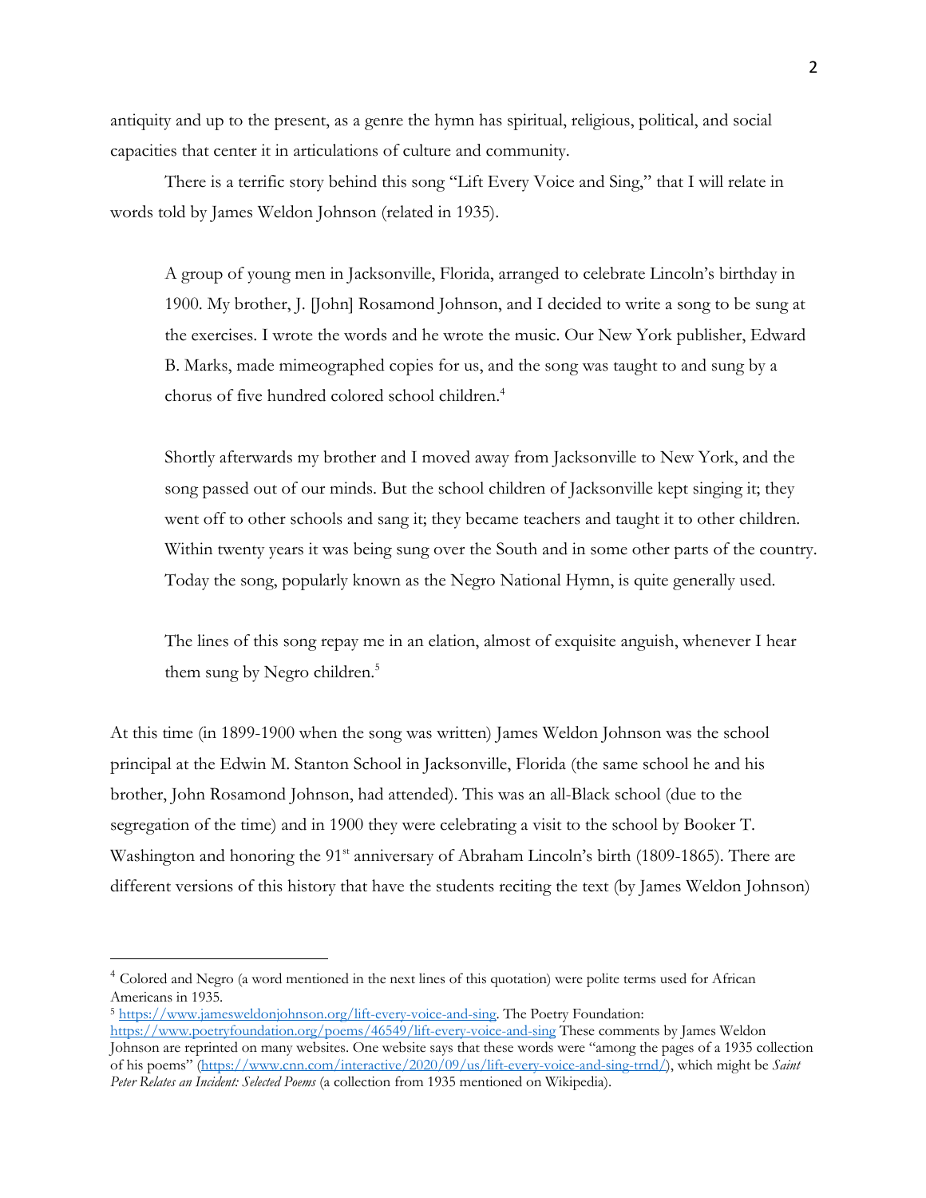antiquity and up to the present, as a genre the hymn has spiritual, religious, political, and social capacities that center it in articulations of culture and community.

There is a terrific story behind this song "Lift Every Voice and Sing," that I will relate in words told by James Weldon Johnson (related in 1935).

> A group of young men in Jacksonville, Florida, arranged to celebrate Lincoln's birthday in 1900. My brother, J. [John] Rosamond Johnson, and I decided to write a song to be sung at the exercises. I wrote the words and he wrote the music. Our New York publisher, Edward B. Marks, made mimeographed copies for us, and the song was taught to and sung by a chorus of five hundred colored school children.[4]
>
> Shortly afterwards my brother and I moved away from Jacksonville to New York, and the song passed out of our minds. But the school children of Jacksonville kept singing it; they went off to other schools and sang it; they became teachers and taught it to other children. Within twenty years it was being sung over the South and in some other parts of the country. Today the song, popularly known as the Negro National Hymn, is quite generally used.
>
> The lines of this song repay me in an elation, almost of exquisite anguish, whenever I hear them sung by Negro children.[5]

At this time (in 1899-1900 when the song was written) James Weldon Johnson was the school principal at the Edwin M. Stanton School in Jacksonville, Florida (the same school he and his brother, John Rosamond Johnson, had attended). This was an all-Black school (due to the segregation of the time) and in 1900 they were celebrating a visit to the school by Booker T. Washington and honoring the 91st anniversary of Abraham Lincoln's birth (1809-1865). There are different versions of this history that have the students reciting the text (by James Weldon Johnson)

---

[4] Colored and Negro (a word mentioned in the next lines of this quotation) were polite terms used for African Americans in 1935.

[5] https://www.jamesweldonjohnson.org/lift-every-voice-and-sing. The Poetry Foundation: https://www.poetryfoundation.org/poems/46549/lift-every-voice-and-sing These comments by James Weldon Johnson are reprinted on many websites. One website says that these words were "among the pages of a 1935 collection of his poems" (https://www.cnn.com/interactive/2020/09/us/lift-every-voice-and-sing-trnd/), which might be *Saint Peter Relates an Incident: Selected Poems* (a collection from 1935 mentioned on Wikipedia).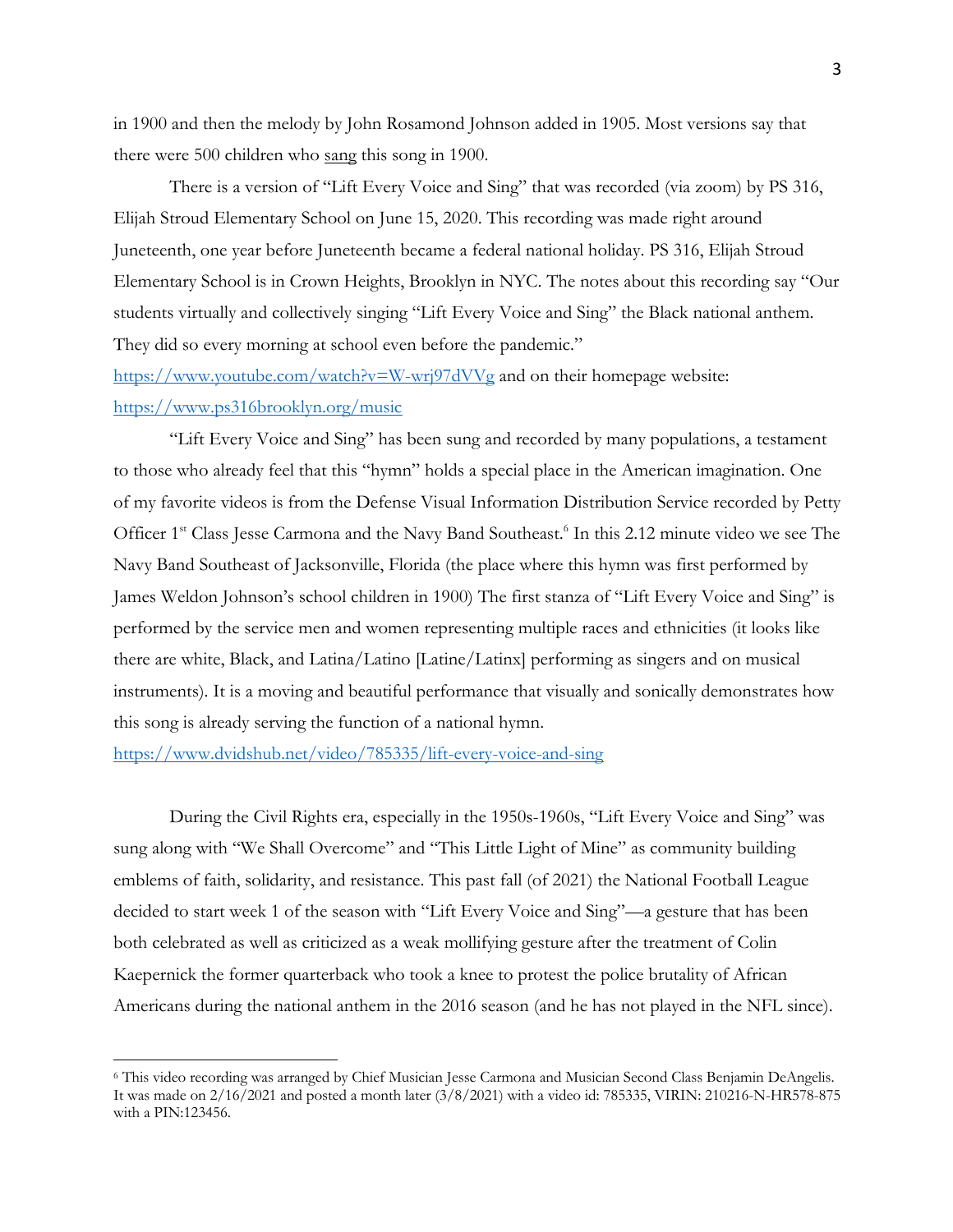in 1900 and then the melody by John Rosamond Johnson added in 1905. Most versions say that there were 500 children who <u>sang</u> this song in 1900.

There is a version of "Lift Every Voice and Sing" that was recorded (via zoom) by PS 316, Elijah Stroud Elementary School on June 15, 2020. This recording was made right around Juneteenth, one year before Juneteenth became a federal national holiday. PS 316, Elijah Stroud Elementary School is in Crown Heights, Brooklyn in NYC. The notes about this recording say "Our students virtually and collectively singing "Lift Every Voice and Sing" the Black national anthem. They did so every morning at school even before the pandemic." https://www.youtube.com/watch?v=W-wrj97dVVg and on their homepage website: https://www.ps316brooklyn.org/music

"Lift Every Voice and Sing" has been sung and recorded by many populations, a testament to those who already feel that this "hymn" holds a special place in the American imagination. One of my favorite videos is from the Defense Visual Information Distribution Service recorded by Petty Officer 1st Class Jesse Carmona and the Navy Band Southeast.[6] In this 2.12 minute video we see The Navy Band Southeast of Jacksonville, Florida (the place where this hymn was first performed by James Weldon Johnson's school children in 1900) The first stanza of "Lift Every Voice and Sing" is performed by the service men and women representing multiple races and ethnicities (it looks like there are white, Black, and Latina/Latino [Latine/Latinx] performing as singers and on musical instruments). It is a moving and beautiful performance that visually and sonically demonstrates how this song is already serving the function of a national hymn.
https://www.dvidshub.net/video/785335/lift-every-voice-and-sing

During the Civil Rights era, especially in the 1950s-1960s, "Lift Every Voice and Sing" was sung along with "We Shall Overcome" and "This Little Light of Mine" as community building emblems of faith, solidarity, and resistance. This past fall (of 2021) the National Football League decided to start week 1 of the season with "Lift Every Voice and Sing"—a gesture that has been both celebrated as well as criticized as a weak mollifying gesture after the treatment of Colin Kaepernick the former quarterback who took a knee to protest the police brutality of African Americans during the national anthem in the 2016 season (and he has not played in the NFL since).

---

[6] This video recording was arranged by Chief Musician Jesse Carmona and Musician Second Class Benjamin DeAngelis. It was made on 2/16/2021 and posted a month later (3/8/2021) with a video id: 785335, VIRIN: 210216-N-HR578-875 with a PIN:123456.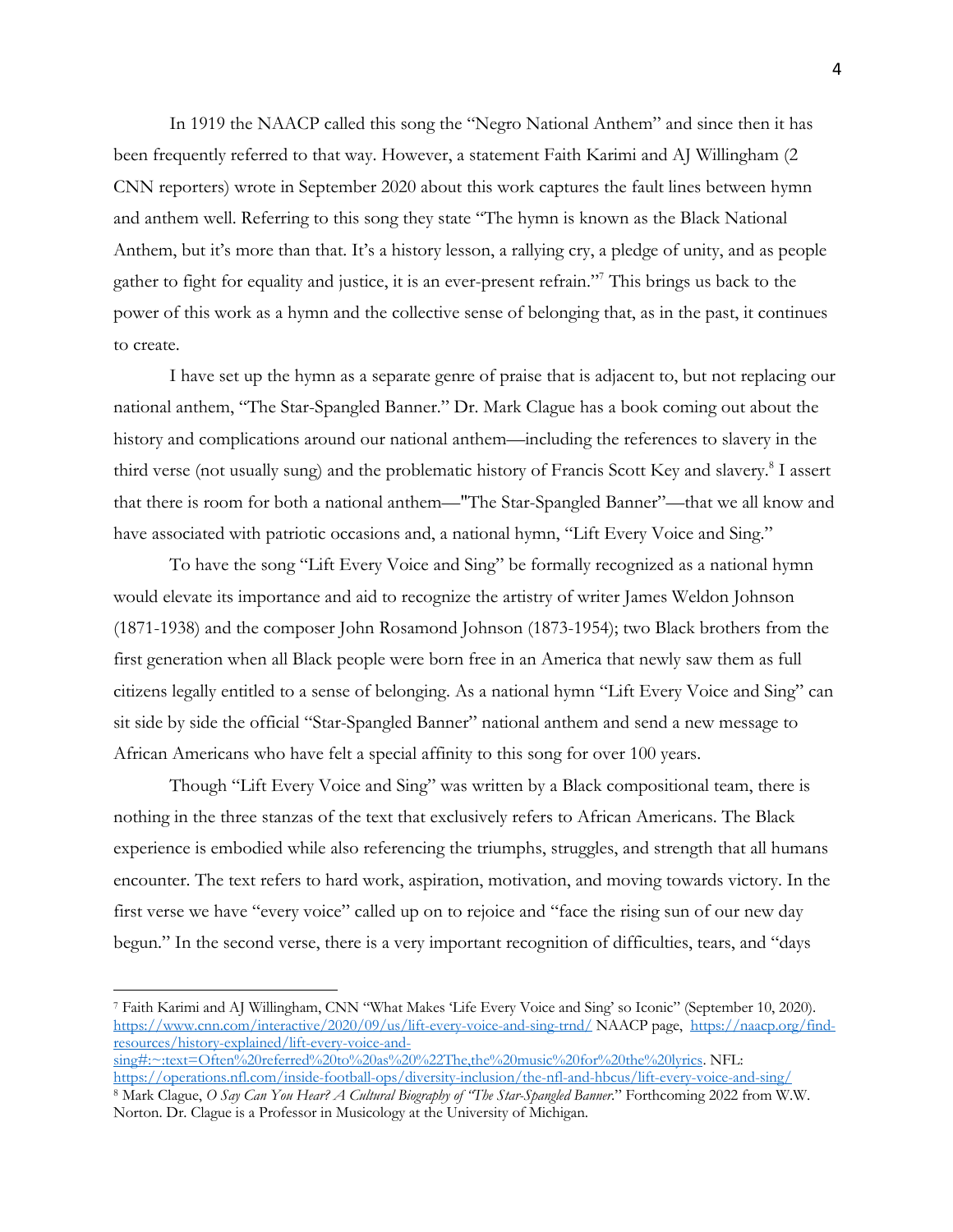In 1919 the NAACP called this song the "Negro National Anthem" and since then it has been frequently referred to that way. However, a statement Faith Karimi and AJ Willingham (2 CNN reporters) wrote in September 2020 about this work captures the fault lines between hymn and anthem well. Referring to this song they state "The hymn is known as the Black National Anthem, but it's more than that. It's a history lesson, a rallying cry, a pledge of unity, and as people gather to fight for equality and justice, it is an ever-present refrain."[7] This brings us back to the power of this work as a hymn and the collective sense of belonging that, as in the past, it continues to create.

I have set up the hymn as a separate genre of praise that is adjacent to, but not replacing our national anthem, "The Star-Spangled Banner." Dr. Mark Clague has a book coming out about the history and complications around our national anthem—including the references to slavery in the third verse (not usually sung) and the problematic history of Francis Scott Key and slavery.[8] I assert that there is room for both a national anthem—"The Star-Spangled Banner"—that we all know and have associated with patriotic occasions and, a national hymn, "Lift Every Voice and Sing."

To have the song "Lift Every Voice and Sing" be formally recognized as a national hymn would elevate its importance and aid to recognize the artistry of writer James Weldon Johnson (1871-1938) and the composer John Rosamond Johnson (1873-1954); two Black brothers from the first generation when all Black people were born free in an America that newly saw them as full citizens legally entitled to a sense of belonging. As a national hymn "Lift Every Voice and Sing" can sit side by side the official "Star-Spangled Banner" national anthem and send a new message to African Americans who have felt a special affinity to this song for over 100 years.

Though "Lift Every Voice and Sing" was written by a Black compositional team, there is nothing in the three stanzas of the text that exclusively refers to African Americans. The Black experience is embodied while also referencing the triumphs, struggles, and strength that all humans encounter. The text refers to hard work, aspiration, motivation, and moving towards victory. In the first verse we have "every voice" called up on to rejoice and "face the rising sun of our new day begun." In the second verse, there is a very important recognition of difficulties, tears, and "days

---

[7] Faith Karimi and AJ Willingham, CNN "What Makes 'Life Every Voice and Sing' so Iconic" (September 10, 2020). https://www.cnn.com/interactive/2020/09/us/lift-every-voice-and-sing-trnd/ NAACP page, https://naacp.org/find-resources/history-explained/lift-every-voice-and-sing#:~:text=Often%20referred%20to%20as%20%22The,the%20music%20for%20the%20lyrics. NFL: https://operations.nfl.com/inside-football-ops/diversity-inclusion/the-nfl-and-hbcus/lift-every-voice-and-sing/

[8] Mark Clague, *O Say Can You Hear? A Cultural Biography of "The Star-Spangled Banner*." Forthcoming 2022 from W.W. Norton. Dr. Clague is a Professor in Musicology at the University of Michigan.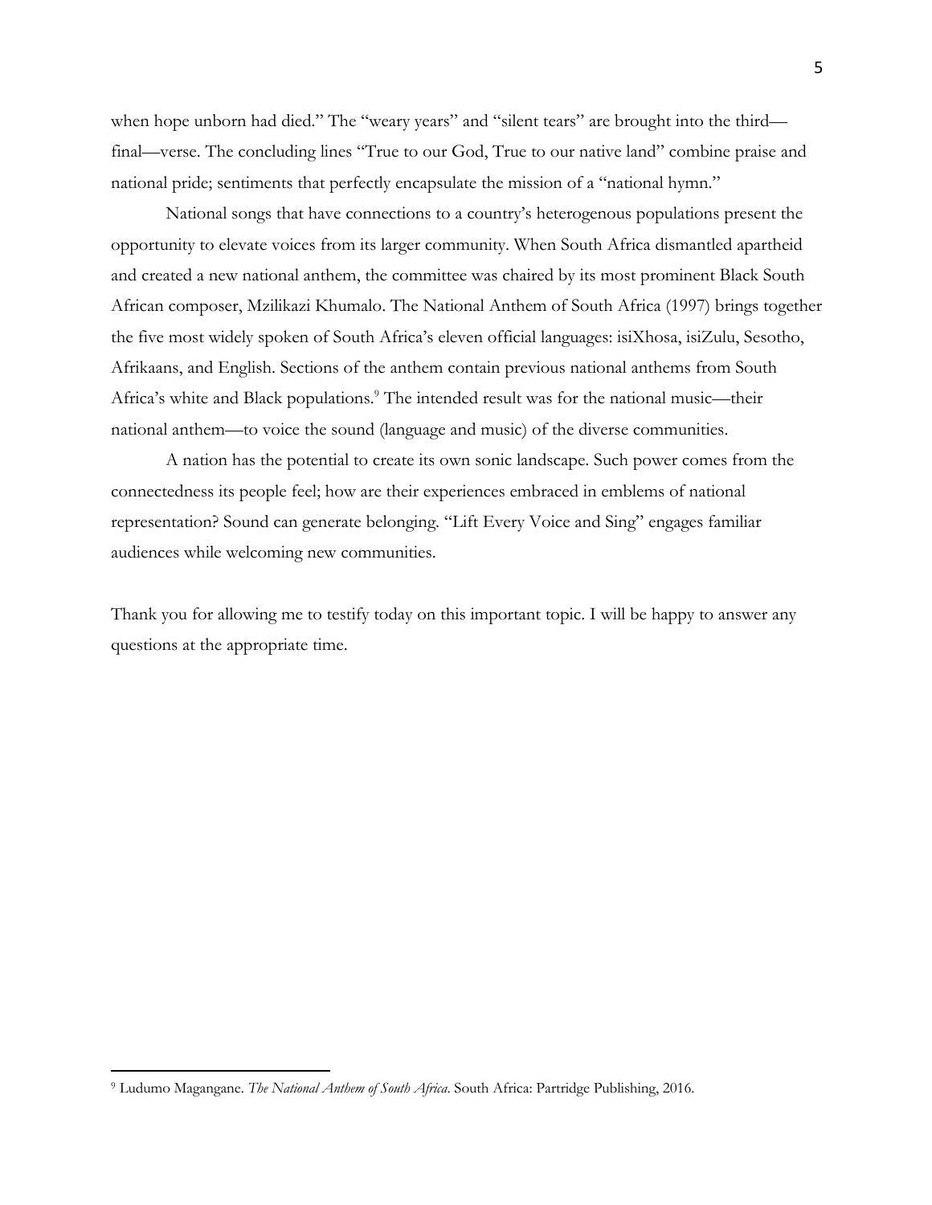when hope unborn had died." The "weary years" and "silent tears" are brought into the third—final—verse. The concluding lines "True to our God, True to our native land" combine praise and national pride; sentiments that perfectly encapsulate the mission of a "national hymn."

National songs that have connections to a country's heterogenous populations present the opportunity to elevate voices from its larger community. When South Africa dismantled apartheid and created a new national anthem, the committee was chaired by its most prominent Black South African composer, Mzilikazi Khumalo. The National Anthem of South Africa (1997) brings together the five most widely spoken of South Africa's eleven official languages: isiXhosa, isiZulu, Sesotho, Afrikaans, and English. Sections of the anthem contain previous national anthems from South Africa's white and Black populations.[9] The intended result was for the national music—their national anthem—to voice the sound (language and music) of the diverse communities.

A nation has the potential to create its own sonic landscape. Such power comes from the connectedness its people feel; how are their experiences embraced in emblems of national representation? Sound can generate belonging. "Lift Every Voice and Sing" engages familiar audiences while welcoming new communities.

Thank you for allowing me to testify today on this important topic. I will be happy to answer any questions at the appropriate time.

---

[9] Ludumo Magangane. *The National Anthem of South Africa*. South Africa: Partridge Publishing, 2016.